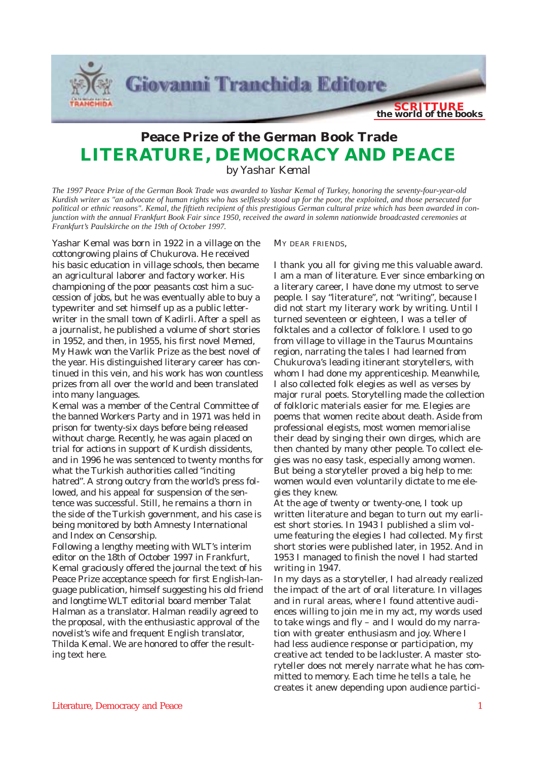## Peace Prize of the German Book Trade

# LITERATURE, DEMOCRACY AND PEACE

*by Yashar Kemal*

*The 1997 Peace Prize of the German Book Trade was awarded to Yashar Kemal of Turkey, honoring the seventy-four-year-old Kurdish writer as "an advocate of human rights who has selflessly stood up for the poor, the exploited, and those persecuted for political or ethnic reasons". Kemal, the fiftieth recipient of this prestigious German cultural prize which has been awarded in conjunction with the annual Frankfurt Book Fair since 1950, received the award in solemn nationwide broadcasted ceremonies at Frankfurt's Paulskirche on the 19th of October 1997.*

Yashar Kemal was born in 1922 in a village on the cottongrowing plains of Chukurova. He received his basic education in village schools, then became an agricultural laborer and factory worker. His championing of the poor peasants cost him a succession of jobs, but he was eventually able to buy a typewriter and set himself up as a public letter-writer in the small town of Kadirli. After a spell as a journalist, he published a volume of short stories in 1952, and then, in 1955, his first novel *Memed, My Hawk* won the Varlik Prize as the best novel of the year. His distinguished literary career has continued in this vein, and his work has won countless prizes from all over the world and been translated into many languages.

Kemal was a member of the Central Committee of the banned Workers Party and in 1971 was held in prison for twenty-six days before being released without charge. Recently, he was again placed on trial for actions in support of Kurdish dissidents, and in 1996 he was sentenced to twenty months for what the Turkish authorities called "inciting hatred". A strong outcry from the world's press followed, and his appeal for suspension of the sentence was successful. Still, he remains a thorn in the side of the Turkish government, and his case is being monitored by both Amnesty International and Index on Censorship.

Following a lengthy meeting with WLT's interim editor on the 18th of October 1997 in Frankfurt, Kemal graciously offered the journal the text of his Peace Prize acceptance speech for first English-language publication, himself suggesting his old friend and longtime WLT editorial board member Talat Halman as a translator. Halman readily agreed to the proposal, with the enthusiastic approval of the novelist's wife and frequent English translator, Thilda Kemal. We are honored to offer the resulting text here.

MY DEAR FRIENDS,

I thank you all for giving me this valuable award. I am a man of literature. Ever since embarking on a literary career, I have done my utmost to serve people. I say "literature", not "writing", because I did not start my literary work by writing. Until I turned seventeen or eighteen, I was a teller of folktales and a collector of folklore. I used to go from village to village in the Taurus Mountains region, narrating the tales I had learned from Chukurova's leading itinerant storytellers, with whom I had done my apprenticeship. Meanwhile, I also collected folk elegies as well as verses by major rural poets. Storytelling made the collection of folkloric materials easier for me. Elegies are poems that women recite about death. Aside from professional elegists, most women memorialise their dead by singing their own dirges, which are then chanted by many other people. To collect elegies was no easy task, especially among women. But being a storyteller proved a big help to me: women would even voluntarily dictate to me elegies they knew.

At the age of twenty or twenty-one, I took up written literature and began to turn out my earliest short stories. In 1943 I published a slim volume featuring the elegies I had collected. My first short stories were published later, in 1952. And in 1953 I managed to finish the novel I had started writing in 1947.

In my days as a storyteller, I had already realized the impact of the art of oral literature. In villages and in rural areas, where I found attentive audiences willing to join me in my act, my words used to take wings and fly – and I would do my narration with greater enthusiasm and joy. Where I had less audience response or participation, my creative act tended to be lackluster. A master storyteller does not merely narrate what he has committed to memory. Each time he tells a tale, he creates it anew depending upon audience partici-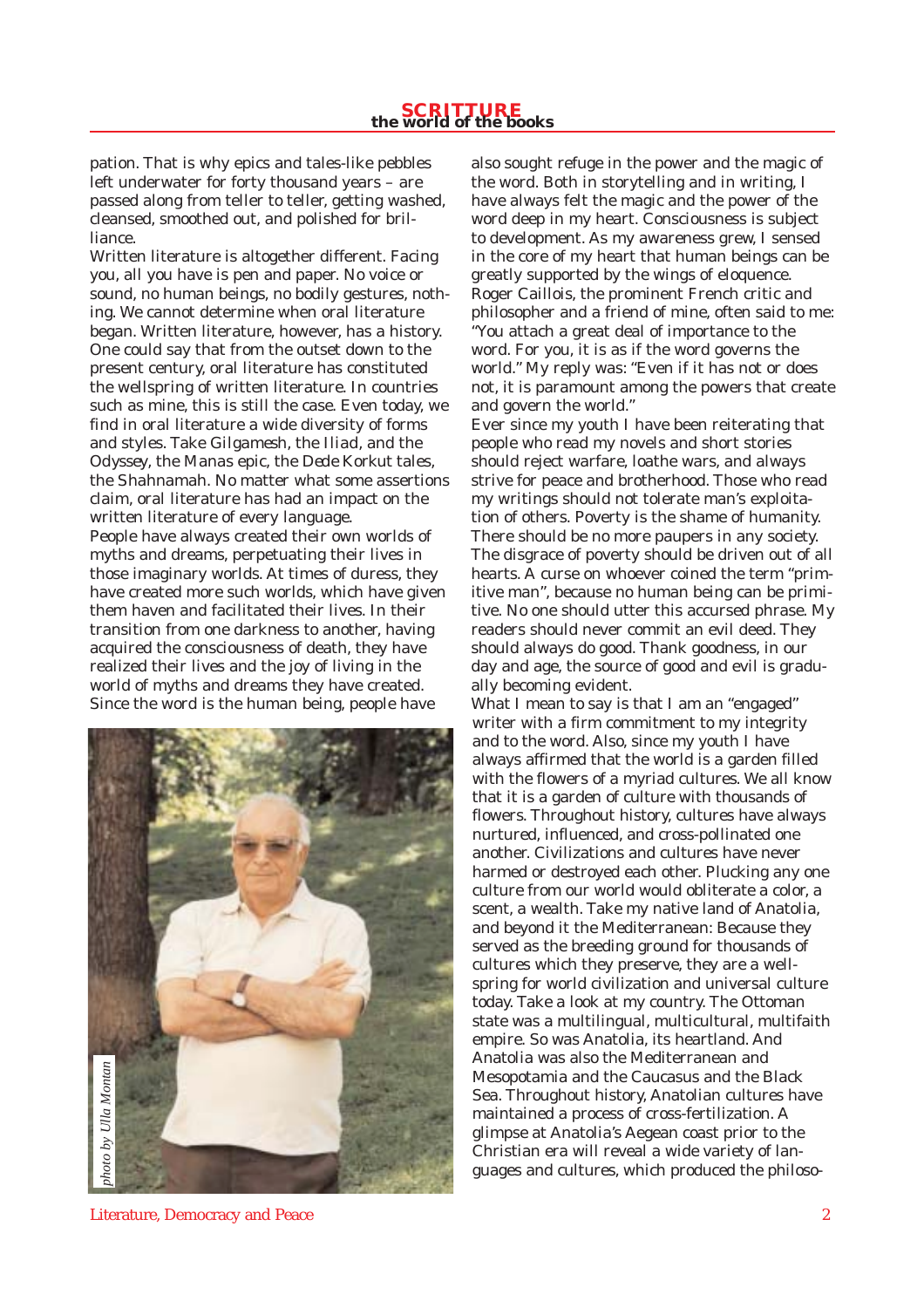pation. That is why epics and tales-like pebbles left underwater for forty thousand years – are passed along from teller to teller, getting washed, cleansed, smoothed out, and polished for brilliance.

Written literature is altogether different. Facing you, all you have is pen and paper. No voice or sound, no human beings, no bodily gestures, nothing. We cannot determine when oral literature began. Written literature, however, has a history. One could say that from the outset down to the present century, oral literature has constituted the wellspring of written literature. In countries such as mine, this is still the case. Even today, we find in oral literature a wide diversity of forms and styles. Take Gilgamesh, the Iliad, and the Odyssey, the Manas epic, the Dede Korkut tales, the Shahnamah. No matter what some assertions claim, oral literature has had an impact on the written literature of every language.

People have always created their own worlds of myths and dreams, perpetuating their lives in those imaginary worlds. At times of duress, they have created more such worlds, which have given them haven and facilitated their lives. In their transition from one darkness to another, having acquired the consciousness of death, they have realized their lives and the joy of living in the world of myths and dreams they have created.

Since the word is the human being, people have also sought refuge in the power and the magic of the word. Both in storytelling and in writing, I have always felt the magic and the power of the word deep in my heart. Consciousness is subject to development. As my awareness grew, I sensed in the core of my heart that human beings can be greatly supported by the wings of eloquence.

Roger Caillois, the prominent French critic and philosopher and a friend of mine, often said to me: "You attach a great deal of importance to the word. For you, it is as if the word governs the world." My reply was: "Even if it has not or does not, it is paramount among the powers that create and govern the world."

Ever since my youth I have been reiterating that people who read my novels and short stories should reject warfare, loathe wars, and always strive for peace and brotherhood. Those who read my writings should not tolerate man's exploitation of others. Poverty is the shame of humanity. There should be no more paupers in any society. The disgrace of poverty should be driven out of all hearts. A curse on whoever coined the term "primitive man", because no human being can be primitive. No one should utter this accursed phrase. My readers should never commit an evil deed. They should always do good. Thank goodness, in our day and age, the source of good and evil is gradually becoming evident.

What I mean to say is that I am an "engaged" writer with a firm commitment to my integrity and to the word. Also, since my youth I have always affirmed that the world is a garden filled with the flowers of a myriad cultures. We all know that it is a garden of culture with thousands of flowers. Throughout history, cultures have always nurtured, influenced, and cross-pollinated one another. Civilizations and cultures have never harmed or destroyed each other. Plucking any one culture from our world would obliterate a color, a scent, a wealth. Take my native land of Anatolia, and beyond it the Mediterranean: Because they served as the breeding ground for thousands of cultures which they preserve, they are a wellspring for world civilization and universal culture today. Take a look at my country. The Ottoman state was a multilingual, multicultural, multifaith empire. So was Anatolia, its heartland. And Anatolia was also the Mediterranean and Mesopotamia and the Caucasus and the Black Sea. Throughout history, Anatolian cultures have maintained a process of cross-fertilization. A glimpse at Anatolia's Aegean coast prior to the Christian era will reveal a wide variety of languages and cultures, which produced the philoso-

*photo by Ulla Montan*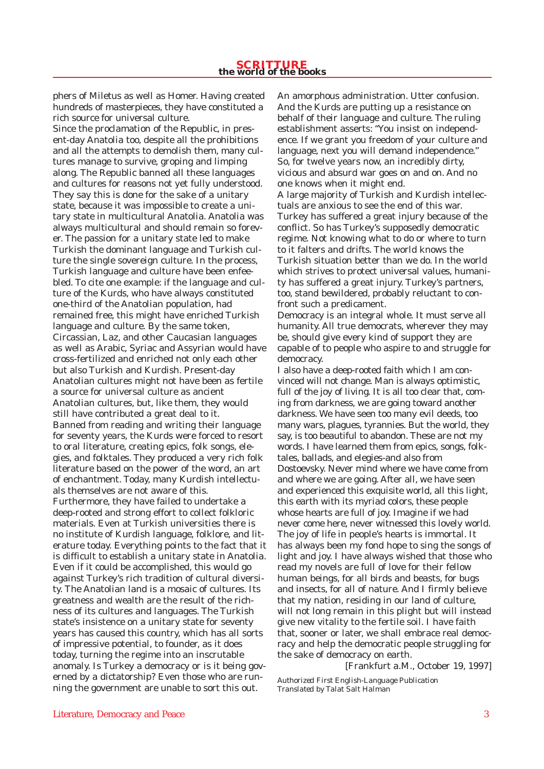phers of Miletus as well as Homer. Having created hundreds of masterpieces, they have constituted a rich source for universal culture.

Since the proclamation of the Republic, in present-day Anatolia too, despite all the prohibitions and all the attempts to demolish them, many cultures manage to survive, groping and limping along. The Republic banned all these languages and cultures for reasons not yet fully understood. They say this is done for the sake of a unitary state, because it was impossible to create a unitary state in multicultural Anatolia. Anatolia was always multicultural and should remain so forever. The passion for a unitary state led to make Turkish the dominant language and Turkish culture the single sovereign culture. In the process, Turkish language and culture have been enfeebled. To cite one example: if the language and culture of the Kurds, who have always constituted one-third of the Anatolian population, had remained free, this might have enriched Turkish language and culture. By the same token, Circassian, Laz, and other Caucasian languages as well as Arabic, Syriac and Assyrian would have cross-fertilized and enriched not only each other but also Turkish and Kurdish. Present-day Anatolian cultures might not have been as fertile a source for universal culture as ancient Anatolian cultures, but, like them, they would still have contributed a great deal to it.

Banned from reading and writing their language for seventy years, the Kurds were forced to resort to oral literature, creating epics, folk songs, elegies, and folktales. They produced a very rich folk literature based on the power of the word, an art of enchantment. Today, many Kurdish intellectuals themselves are not aware of this. Furthermore, they have failed to undertake a deep-rooted and strong effort to collect folkloric materials. Even at Turkish universities there is no institute of Kurdish language, folklore, and literature today. Everything points to the fact that it is difficult to establish a unitary state in Anatolia. Even if it could be accomplished, this would go against Turkey's rich tradition of cultural diversity. The Anatolian land is a mosaic of cultures. Its greatness and wealth are the result of the richness of its cultures and languages. The Turkish state's insistence on a unitary state for seventy years has caused this country, which has all sorts of impressive potential, to founder, as it does today, turning the regime into an inscrutable anomaly. Is Turkey a democracy or is it being governed by a dictatorship? Even those who are running the government are unable to sort this out. An amorphous administration. Utter confusion. And the Kurds are putting up a resistance on behalf of their language and culture. The ruling establishment asserts: "You insist on independence. If we grant you freedom of your culture and language, next you will demand independence." So, for twelve years now, an incredibly dirty, vicious and absurd war goes on and on. And no one knows when it might end.

A large majority of Turkish and Kurdish intellectuals are anxious to see the end of this war. Turkey has suffered a great injury because of the conflict. So has Turkey's supposedly democratic regime. Not knowing what to do or where to turn to it falters and drifts. The world knows the Turkish situation better than we do. In the world which strives to protect universal values, humanity has suffered a great injury. Turkey's partners, too, stand bewildered, probably reluctant to confront such a predicament.

Democracy is an integral whole. It must serve all humanity. All true democrats, wherever they may be, should give every kind of support they are capable of to people who aspire to and struggle for democracy.

I also have a deep-rooted faith which I am convinced will not change. Man is always optimistic, full of the joy of living. It is all too clear that, coming from darkness, we are going toward another darkness. We have seen too many evil deeds, too many wars, plagues, tyrannies. But the world, they say, is too beautiful to abandon. These are not my words. I have learned them from epics, songs, folktales, ballads, and elegies-and also from Dostoevsky. Never mind where we have come from and where we are going. After all, we have seen and experienced this exquisite world, all this light, this earth with its myriad colors, these people whose hearts are full of joy. Imagine if we had never come here, never witnessed this lovely world. The joy of life in people's hearts is immortal. It has always been my fond hope to sing the songs of light and joy. I have always wished that those who read my novels are full of love for their fellow human beings, for all birds and beasts, for bugs and insects, for all of nature. And I firmly believe that my nation, residing in our land of culture, will not long remain in this plight but will instead give new vitality to the fertile soil. I have faith that, sooner or later, we shall embrace real democracy and help the democratic people struggling for the sake of democracy on earth.

[Frankfurt a.M., October 19, 1997]

*Authorized First English-Language Publication*
*Translated by Talat Salt Halman*